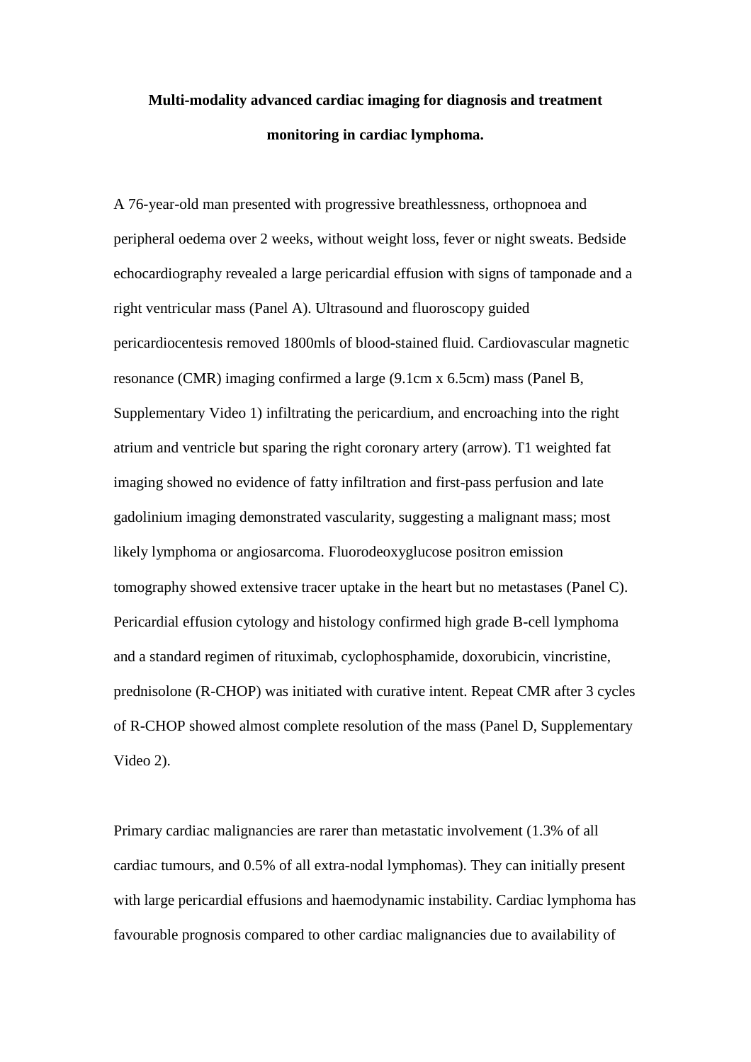# Multi-modality advanced cardiac imaging for diagnosis and treatment monitoring in cardiac lymphoma.

A 76-year-old man presented with progressive breathlessness, orthopnoea and peripheral oedema over 2 weeks, without weight loss, fever or night sweats. Bedside echocardiography revealed a large pericardial effusion with signs of tamponade and a right ventricular mass (Panel A). Ultrasound and fluoroscopy guided pericardiocentesis removed 1800mls of blood-stained fluid. Cardiovascular magnetic resonance (CMR) imaging confirmed a large (9.1cm x 6.5cm) mass (Panel B, Supplementary Video 1) infiltrating the pericardium, and encroaching into the right atrium and ventricle but sparing the right coronary artery (arrow). T1 weighted fat imaging showed no evidence of fatty infiltration and first-pass perfusion and late gadolinium imaging demonstrated vascularity, suggesting a malignant mass; most likely lymphoma or angiosarcoma. Fluorodeoxyglucose positron emission tomography showed extensive tracer uptake in the heart but no metastases (Panel C). Pericardial effusion cytology and histology confirmed high grade B-cell lymphoma and a standard regimen of rituximab, cyclophosphamide, doxorubicin, vincristine, prednisolone (R-CHOP) was initiated with curative intent. Repeat CMR after 3 cycles of R-CHOP showed almost complete resolution of the mass (Panel D, Supplementary Video 2).

Primary cardiac malignancies are rarer than metastatic involvement (1.3% of all cardiac tumours, and 0.5% of all extra-nodal lymphomas). They can initially present with large pericardial effusions and haemodynamic instability. Cardiac lymphoma has favourable prognosis compared to other cardiac malignancies due to availability of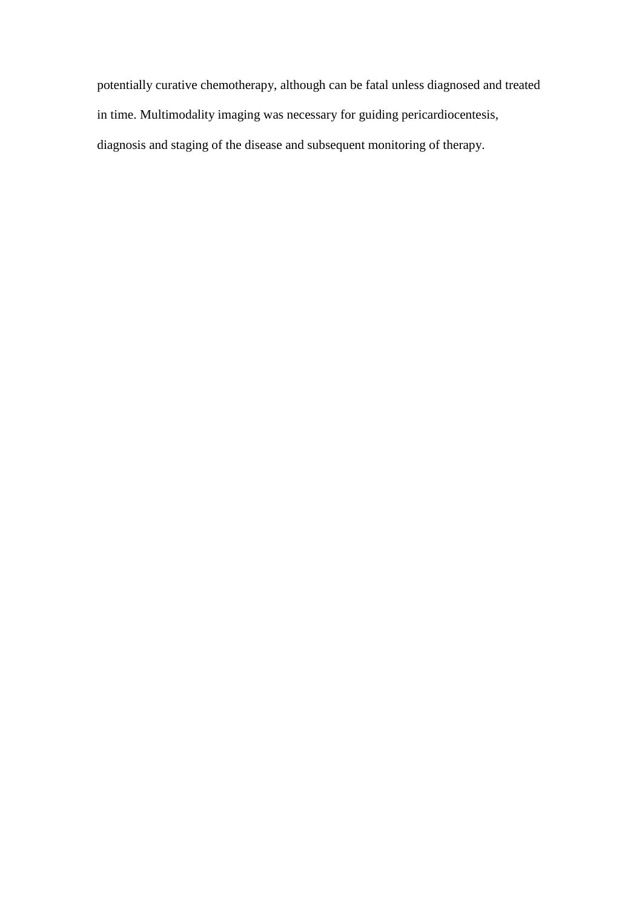potentially curative chemotherapy, although can be fatal unless diagnosed and treated in time. Multimodality imaging was necessary for guiding pericardiocentesis, diagnosis and staging of the disease and subsequent monitoring of therapy.